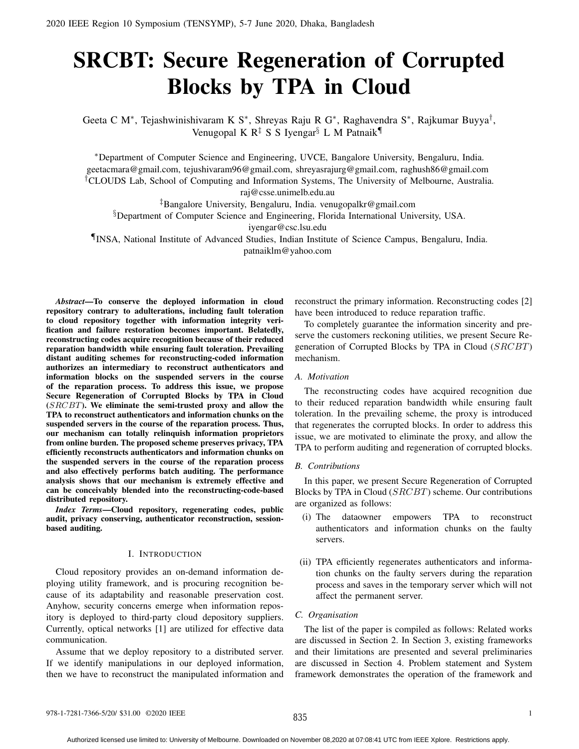# SRCBT: Secure Regeneration of Corrupted Blocks by TPA in Cloud

Geeta C M*, Tejashwinishivaram K S*, Shreyas Raju R G*, Raghavendra S*, Rajkumar Buyya†, Venugopal K R‡ S S Iyengar§ L M Patnaik¶

*Department of Computer Science and Engineering, UVCE, Bangalore University, Bengaluru, India.
geetacmara@gmail.com, tejushivaram96@gmail.com, shreyasrajurg@gmail.com, raghush86@gmail.com
†CLOUDS Lab, School of Computing and Information Systems, The University of Melbourne, Australia.
raj@csse.unimelb.edu.au
‡Bangalore University, Bengaluru, India. venugopalkr@gmail.com
§Department of Computer Science and Engineering, Florida International University, USA.
iyengar@csc.lsu.edu
¶INSA, National Institute of Advanced Studies, Indian Institute of Science Campus, Bengaluru, India.
patnaiklm@yahoo.com

***Abstract*—To conserve the deployed information in cloud repository contrary to adulterations, including fault toleration to cloud repository together with information integrity verification and failure restoration becomes important. Belatedly, reconstructing codes acquire recognition because of their reduced reparation bandwidth while ensuring fault toleration. Prevailing distant auditing schemes for reconstructing-coded information authorizes an intermediary to reconstruct authenticators and information blocks on the suspended servers in the course of the reparation process. To address this issue, we propose Secure Regeneration of Corrupted Blocks by TPA in Cloud ($SRCBT$). We eliminate the semi-trusted proxy and allow the TPA to reconstruct authenticators and information chunks on the suspended servers in the course of the reparation process. Thus, our mechanism can totally relinquish information proprietors from online burden. The proposed scheme preserves privacy, TPA efficiently reconstructs authenticators and information chunks on the suspended servers in the course of the reparation process and also effectively performs batch auditing. The performance analysis shows that our mechanism is extremely effective and can be conceivably blended into the reconstructing-code-based distributed repository.**

***Index Terms*—Cloud repository, regenerating codes, public audit, privacy conserving, authenticator reconstruction, session-based auditing.**

## I. Introduction

Cloud repository provides an on-demand information deploying utility framework, and is procuring recognition because of its adaptability and reasonable preservation cost. Anyhow, security concerns emerge when information repository is deployed to third-party cloud depository suppliers. Currently, optical networks [1] are utilized for effective data communication.

Assume that we deploy repository to a distributed server. If we identify manipulations in our deployed information, then we have to reconstruct the manipulated information and reconstruct the primary information. Reconstructing codes [2] have been introduced to reduce reparation traffic.

To completely guarantee the information sincerity and preserve the customers reckoning utilities, we present Secure Regeneration of Corrupted Blocks by TPA in Cloud ($SRCBT$) mechanism.

### A. Motivation

The reconstructing codes have acquired recognition due to their reduced reparation bandwidth while ensuring fault toleration. In the prevailing scheme, the proxy is introduced that regenerates the corrupted blocks. In order to address this issue, we are motivated to eliminate the proxy, and allow the TPA to perform auditing and regeneration of corrupted blocks.

### B. Contributions

In this paper, we present Secure Regeneration of Corrupted Blocks by TPA in Cloud ($SRCBT$) scheme. Our contributions are organized as follows:

(i) The dataowner empowers TPA to reconstruct authenticators and information chunks on the faulty servers.

(ii) TPA efficiently regenerates authenticators and information chunks on the faulty servers during the reparation process and saves in the temporary server which will not affect the permanent server.

### C. Organisation

The list of the paper is compiled as follows: Related works are discussed in Section 2. In Section 3, existing frameworks and their limitations are presented and several preliminaries are discussed in Section 4. Problem statement and System framework demonstrates the operation of the framework and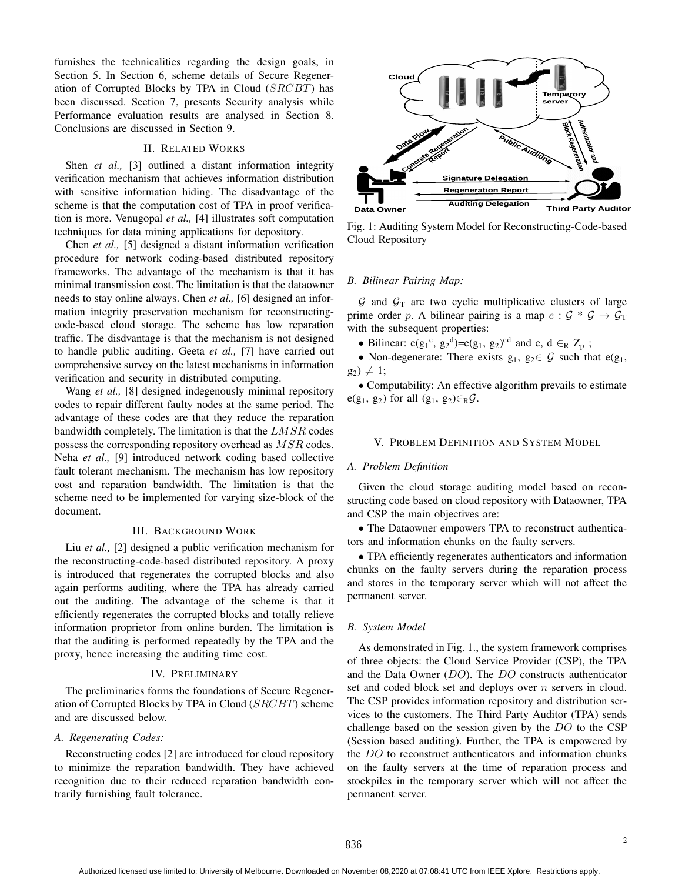furnishes the technicalities regarding the design goals, in Section 5. In Section 6, scheme details of Secure Regeneration of Corrupted Blocks by TPA in Cloud ($SRCBT$) has been discussed. Section 7, presents Security analysis while Performance evaluation results are analysed in Section 8. Conclusions are discussed in Section 9.

## II. Related Works

Shen *et al.,* [3] outlined a distant information integrity verification mechanism that achieves information distribution with sensitive information hiding. The disadvantage of the scheme is that the computation cost of TPA in proof verification is more. Venugopal *et al.,* [4] illustrates soft computation techniques for data mining applications for depository.

Chen *et al.,* [5] designed a distant information verification procedure for network coding-based distributed repository frameworks. The advantage of the mechanism is that it has minimal transmission cost. The limitation is that the dataowner needs to stay online always. Chen *et al.,* [6] designed an information integrity preservation mechanism for reconstructing-code-based cloud storage. The scheme has low reparation traffic. The disdvantage is that the mechanism is not designed to handle public auditing. Geeta *et al.,* [7] have carried out comprehensive survey on the latest mechanisms in information verification and security in distributed computing.

Wang *et al.,* [8] designed indegenously minimal repository codes to repair different faulty nodes at the same period. The advantage of these codes are that they reduce the reparation bandwidth completely. The limitation is that the $LMSR$ codes possess the corresponding repository overhead as $MSR$ codes. Neha *et al.,* [9] introduced network coding based collective fault tolerant mechanism. The mechanism has low repository cost and reparation bandwidth. The limitation is that the scheme need to be implemented for varying size-block of the document.

## III. Background Work

Liu *et al.,* [2] designed a public verification mechanism for the reconstructing-code-based distributed repository. A proxy is introduced that regenerates the corrupted blocks and also again performs auditing, where the TPA has already carried out the auditing. The advantage of the scheme is that it efficiently regenerates the corrupted blocks and totally relieve information proprietor from online burden. The limitation is that the auditing is performed repeatedly by the TPA and the proxy, hence increasing the auditing time cost.

## IV. Preliminary

The preliminaries forms the foundations of Secure Regeneration of Corrupted Blocks by TPA in Cloud ($SRCBT$) scheme and are discussed below.

### A. Regenerating Codes:

Reconstructing codes [2] are introduced for cloud repository to minimize the reparation bandwidth. They have achieved recognition due to their reduced reparation bandwidth contrarily furnishing fault tolerance.

Fig. 1: Auditing System Model for Reconstructing-Code-based Cloud Repository

### B. Bilinear Pairing Map:

$\mathcal{G}$ and $\mathcal{G}_T$ are two cyclic multiplicative clusters of large prime order $p$. A bilinear pairing is a map $e : \mathcal{G} * \mathcal{G} \rightarrow \mathcal{G}_T$ with the subsequent properties:

- Bilinear: $e(g_1^c, g_2^d)=e(g_1, g_2)^{cd}$ and c, d $\in_R Z_p$ ;
- Non-degenerate: There exists $g_1, g_2 \in \mathcal{G}$ such that $e(g_1, g_2) \neq 1$;
- Computability: An effective algorithm prevails to estimate $e(g_1, g_2)$ for all $(g_1, g_2) \in_R \mathcal{G}$.

## V. Problem Definition and System Model

### A. Problem Definition

Given the cloud storage auditing model based on reconstructing code based on cloud repository with Dataowner, TPA and CSP the main objectives are:

- The Dataowner empowers TPA to reconstruct authenticators and information chunks on the faulty servers.
- TPA efficiently regenerates authenticators and information chunks on the faulty servers during the reparation process and stores in the temporary server which will not affect the permanent server.

### B. System Model

As demonstrated in Fig. 1., the system framework comprises of three objects: the Cloud Service Provider (CSP), the TPA and the Data Owner ($DO$). The $DO$ constructs authenticator set and coded block set and deploys over $n$ servers in cloud. The CSP provides information repository and distribution services to the customers. The Third Party Auditor (TPA) sends challenge based on the session given by the $DO$ to the CSP (Session based auditing). Further, the TPA is empowered by the $DO$ to reconstruct authenticators and information chunks on the faulty servers at the time of reparation process and stockpiles in the temporary server which will not affect the permanent server.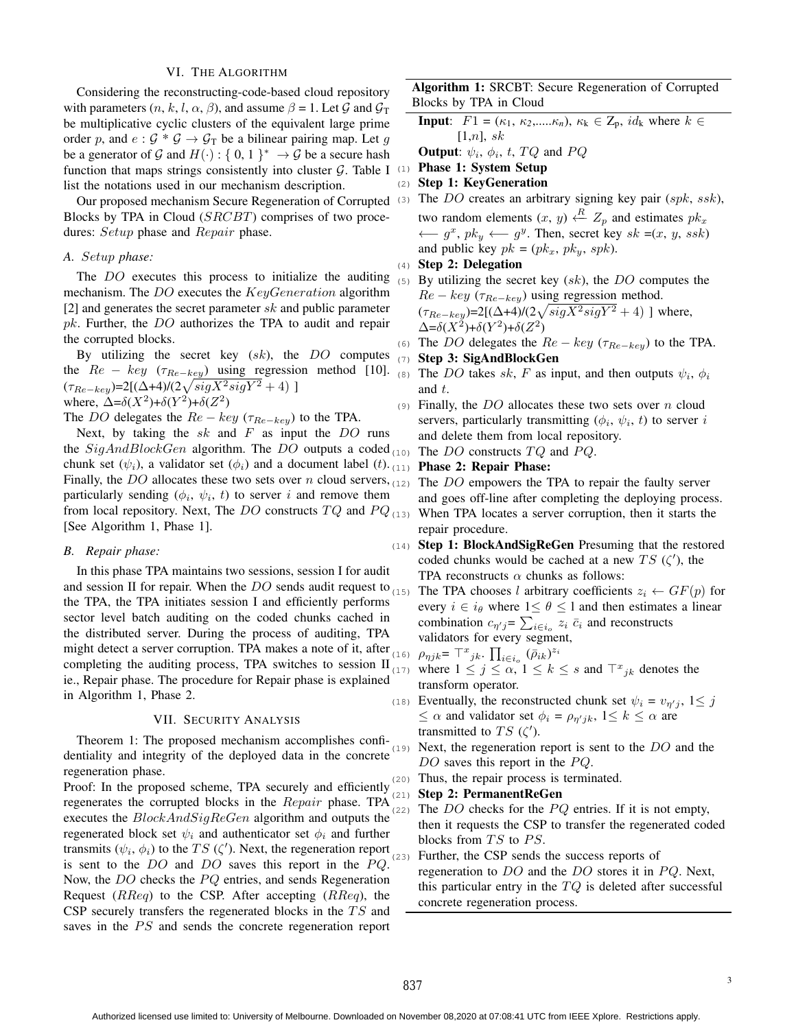## VI. The Algorithm

Considering the reconstructing-code-based cloud repository with parameters ($n$, $k$, $l$, $\alpha$, $\beta$), and assume $\beta$ = 1. Let $\mathcal{G}$ and $\mathcal{G}_T$ be multiplicative cyclic clusters of the equivalent large prime order $p$, and $e : \mathcal{G} * \mathcal{G} \rightarrow \mathcal{G}_T$ be a bilinear pairing map. Let $g$ be a generator of $\mathcal{G}$ and $H(\cdot) : \{0, 1\}^* \rightarrow \mathcal{G}$ be a secure hash function that maps strings consistently into cluster $\mathcal{G}$. Table I list the notations used in our mechanism description.

Our proposed mechanism Secure Regeneration of Corrupted Blocks by TPA in Cloud ($SRCBT$) comprises of two procedures: $Setup$ phase and $Repair$ phase.

### A. *Setup phase:*

The $DO$ executes this process to initialize the auditing mechanism. The $DO$ executes the $KeyGeneration$ algorithm [2] and generates the secret parameter $sk$ and public parameter $pk$. Further, the $DO$ authorizes the TPA to audit and repair the corrupted blocks.

By utilizing the secret key ($sk$), the $DO$ computes the $Re-key$ ($\tau_{Re-key}$) using regression method [10]. ($\tau_{Re-key}$)=2[($\Delta$+4)/($2\sqrt{sigX^2 sigY^2}+4$) ]
where, $\Delta$=$\delta(X^2)$+$\delta(Y^2)$+$\delta(Z^2)$
The $DO$ delegates the $Re-key$ ($\tau_{Re-key}$) to the TPA.

Next, by taking the $sk$ and $F$ as input the $DO$ runs the $SigAndBlockGen$ algorithm. The $DO$ outputs a coded chunk set ($\psi_i$), a validator set ($\phi_i$) and a document label ($t$). Finally, the $DO$ allocates these two sets over $n$ cloud servers, particularly sending ($\phi_i$, $\psi_i$, $t$) to server $i$ and remove them from local repository. Next, The $DO$ constructs $TQ$ and $PQ$ [See Algorithm 1, Phase 1].

### B. *Repair phase:*

In this phase TPA maintains two sessions, session I for audit and session II for repair. When the $DO$ sends audit request to the TPA, the TPA initiates session I and efficiently performs sector level batch auditing on the coded chunks cached in the distributed server. During the process of auditing, TPA might detect a server corruption. TPA makes a note of it, after completing the auditing process, TPA switches to session II ie., Repair phase. The procedure for Repair phase is explained in Algorithm 1, Phase 2.

## VII. Security Analysis

Theorem 1: The proposed mechanism accomplishes confidentiality and integrity of the deployed data in the concrete regeneration phase.

Proof: In the proposed scheme, TPA securely and efficiently regenerates the corrupted blocks in the $Repair$ phase. TPA executes the $BlockAndSigReGen$ algorithm and outputs the regenerated block set $\psi_i$ and authenticator set $\phi_i$ and further transmits ($\psi_i$, $\phi_i$) to the $TS$ ($\zeta'$). Next, the regeneration report is sent to the $DO$ and $DO$ saves this report in the $PQ$. Now, the $DO$ checks the $PQ$ entries, and sends Regeneration Request ($RReq$) to the CSP. After accepting ($RReq$), the CSP securely transfers the regenerated blocks in the $TS$ and saves in the $PS$ and sends the concrete regeneration report

---

**Algorithm 1:** SRCBT: Secure Regeneration of Corrupted Blocks by TPA in Cloud

**Input**: $F1$ = ($\kappa_1$, $\kappa_2$,.....$\kappa_n$), $\kappa_k \in Z_p$, $id_k$ where $k \in$ [1,$n$], $sk$

**Output**: $\psi_i$, $\phi_i$, $t$, $TQ$ and $PQ$

(1) **Phase 1: System Setup**

(2) **Step 1: KeyGeneration**

(3) The $DO$ creates an arbitrary signing key pair ($spk$, $ssk$), two random elements ($x$, $y$) $\xleftarrow{R} Z_p$ and estimates $pk_x \longleftarrow g^x$, $pk_y \longleftarrow g^y$. Then, secret key $sk$ =($x$, $y$, $ssk$) and public key $pk$ = ($pk_x$, $pk_y$, $spk$).

(4) **Step 2: Delegation**

(5) By utilizing the secret key ($sk$), the $DO$ computes the $Re-key$ ($\tau_{Re-key}$) using regression method. ($\tau_{Re-key}$)=2[($\Delta$+4)/($2\sqrt{sigX^2 sigY^2}+4$) ] where, $\Delta$=$\delta(X^2)$+$\delta(Y^2)$+$\delta(Z^2)$

(6) The $DO$ delegates the $Re-key$ ($\tau_{Re-key}$) to the TPA.

(7) **Step 3: SigAndBlockGen**

(8) The $DO$ takes $sk$, $F$ as input, and then outputs $\psi_i$, $\phi_i$ and $t$.

(9) Finally, the $DO$ allocates these two sets over $n$ cloud servers, particularly transmitting ($\phi_i$, $\psi_i$, $t$) to server $i$ and delete them from local repository.

(10) The $DO$ constructs $TQ$ and $PQ$.

(11) **Phase 2: Repair Phase:**

(12) The $DO$ empowers the TPA to repair the faulty server and goes off-line after completing the deploying process.

(13) When TPA locates a server corruption, then it starts the repair procedure.

(14) **Step 1: BlockAndSigReGen** Presuming that the restored coded chunks would be cached at a new $TS$ ($\zeta'$), the TPA reconstructs $\alpha$ chunks as follows:

(15) The TPA chooses $l$ arbitrary coefficients $z_i \leftarrow GF(p)$ for every $i \in i_\theta$ where $1 \leq \theta \leq$ l and then estimates a linear combination $c_{\eta' j}$= $\sum_{i \in i_o} z_i \bar{c}_i$ and reconstructs validators for every segment,

(16) $\rho_{\eta jk}$= $\top^x{}_{jk}$. $\prod_{i \in i_o} (\bar{\rho}_{ik})^{z_i}$

(17) where $1 \leq j \leq \alpha$, $1 \leq k \leq s$ and $\top^x{}_{jk}$ denotes the transform operator.

(18) Eventually, the reconstructed chunk set $\psi_i$ = $v_{\eta' j}$, $1 \leq j \leq \alpha$ and validator set $\phi_i$ = $\rho_{\eta' jk}$, $1 \leq k \leq \alpha$ are transmitted to $TS$ ($\zeta'$).

(19) Next, the regeneration report is sent to the $DO$ and the $DO$ saves this report in the $PQ$.

(20) Thus, the repair process is terminated.

(21) **Step 2: PermanentReGen**

(22) The $DO$ checks for the $PQ$ entries. If it is not empty, then it requests the CSP to transfer the regenerated coded blocks from $TS$ to $PS$.

(23) Further, the CSP sends the success reports of regeneration to $DO$ and the $DO$ stores it in $PQ$. Next, this particular entry in the $TQ$ is deleted after successful concrete regeneration process.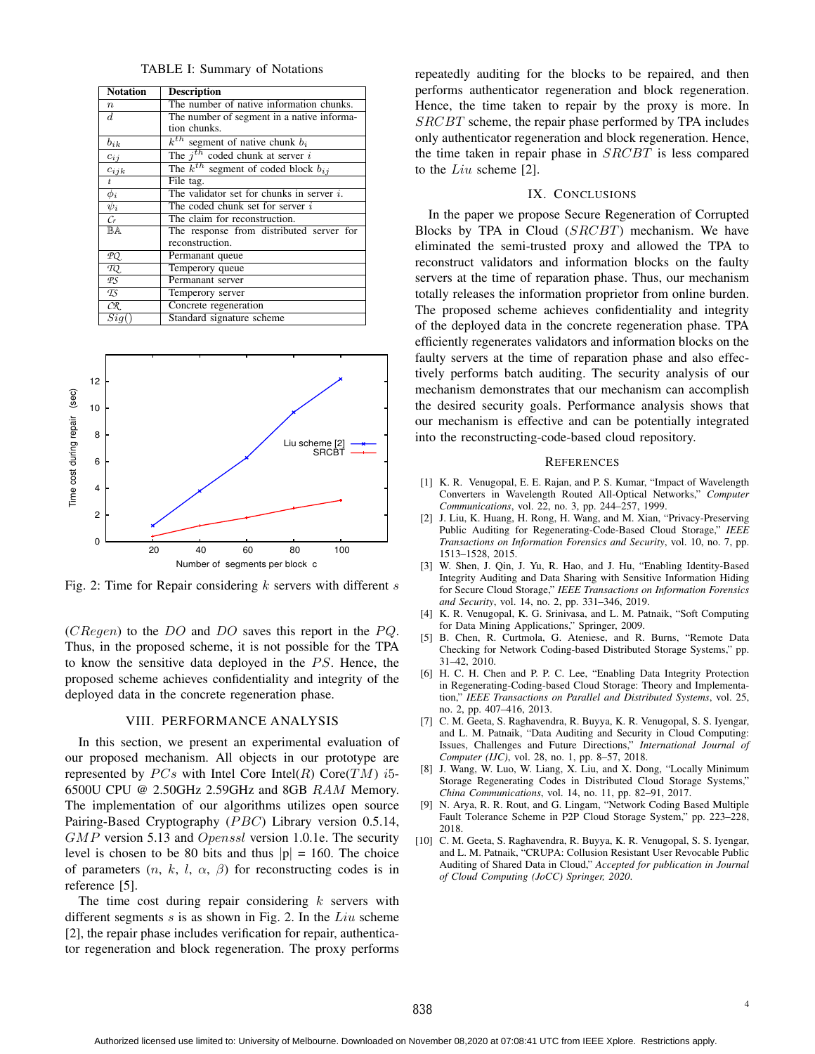TABLE I: Summary of Notations

| Notation | Description |
|---|---|
| $n$ | The number of native information chunks. |
| $d$ | The number of segment in a native information chunks. |
| $b_{ik}$ | $k^{th}$ segment of native chunk $b_i$ |
| $c_{ij}$ | The $j^{th}$ coded chunk at server $i$ |
| $c_{ijk}$ | The $k^{th}$ segment of coded block $b_{ij}$ |
| $t$ | File tag. |
| $\phi_i$ | The validator set for chunks in server $i$. |
| $\psi_i$ | The coded chunk set for server $i$ |
| $\mathcal{C}_r$ | The claim for reconstruction. |
| $\mathbb{BA}$ | The response from distributed server for reconstruction. |
| $\mathcal{PQ}$ | Permanant queue |
| $\mathcal{TQ}$ | Temperory queue |
| $\mathcal{PS}$ | Permanant server |
| $\mathcal{TS}$ | Temperory server |
| $\mathcal{CR}$ | Concrete regeneration |
| $Sig()$ | Standard signature scheme |

Time cost during repair (sec)
0
2
4
6
8
10
12
20
40
60
80
100
Number of segments per block c
Liu scheme [2]
SRCBT

Fig. 2: Time for Repair considering $k$ servers with different $s$

($CRegen$) to the $DO$ and $DO$ saves this report in the $PQ$. Thus, in the proposed scheme, it is not possible for the TPA to know the sensitive data deployed in the $PS$. Hence, the proposed scheme achieves confidentiality and integrity of the deployed data in the concrete regeneration phase.

## VIII. Performance Analysis

In this section, we present an experimental evaluation of our proposed mechanism. All objects in our prototype are represented by $PCs$ with Intel Core Intel($R$) Core($TM$) $i5$-6500U CPU @ 2.50GHz 2.59GHz and 8GB $RAM$ Memory. The implementation of our algorithms utilizes open source Pairing-Based Cryptography ($PBC$) Library version 0.5.14, $GMP$ version 5.13 and $Openssl$ version 1.0.1e. The security level is chosen to be 80 bits and thus $|p| = 160$. The choice of parameters ($n$, $k$, $l$, $\alpha$, $\beta$) for reconstructing codes is in reference [5].

The time cost during repair considering $k$ servers with different segments $s$ is as shown in Fig. 2. In the $Liu$ scheme [2], the repair phase includes verification for repair, authenticator regeneration and block regeneration. The proxy performs repeatedly auditing for the blocks to be repaired, and then performs authenticator regeneration and block regeneration. Hence, the time taken to repair by the proxy is more. In $SRCBT$ scheme, the repair phase performed by TPA includes only authenticator regeneration and block regeneration. Hence, the time taken in repair phase in $SRCBT$ is less compared to the $Liu$ scheme [2].

## IX. Conclusions

In the paper we propose Secure Regeneration of Corrupted Blocks by TPA in Cloud ($SRCBT$) mechanism. We have eliminated the semi-trusted proxy and allowed the TPA to reconstruct validators and information blocks on the faulty servers at the time of reparation phase. Thus, our mechanism totally releases the information proprietor from online burden. The proposed scheme achieves confidentiality and integrity of the deployed data in the concrete regeneration phase. TPA efficiently regenerates validators and information blocks on the faulty servers at the time of reparation phase and also effectively performs batch auditing. The security analysis of our mechanism demonstrates that our mechanism can accomplish the desired security goals. Performance analysis shows that our mechanism is effective and can be potentially integrated into the reconstructing-code-based cloud repository.

## References

[1] K. R. Venugopal, E. E. Rajan, and P. S. Kumar, "Impact of Wavelength Converters in Wavelength Routed All-Optical Networks," *Computer Communications*, vol. 22, no. 3, pp. 244–257, 1999.

[2] J. Liu, K. Huang, H. Rong, H. Wang, and M. Xian, "Privacy-Preserving Public Auditing for Regenerating-Code-Based Cloud Storage," *IEEE Transactions on Information Forensics and Security*, vol. 10, no. 7, pp. 1513–1528, 2015.

[3] W. Shen, J. Qin, J. Yu, R. Hao, and J. Hu, "Enabling Identity-Based Integrity Auditing and Data Sharing with Sensitive Information Hiding for Secure Cloud Storage," *IEEE Transactions on Information Forensics and Security*, vol. 14, no. 2, pp. 331–346, 2019.

[4] K. R. Venugopal, K. G. Srinivasa, and L. M. Patnaik, "Soft Computing for Data Mining Applications," Springer, 2009.

[5] B. Chen, R. Curtmola, G. Ateniese, and R. Burns, "Remote Data Checking for Network Coding-based Distributed Storage Systems," pp. 31–42, 2010.

[6] H. C. H. Chen and P. P. C. Lee, "Enabling Data Integrity Protection in Regenerating-Coding-based Cloud Storage: Theory and Implementation," *IEEE Transactions on Parallel and Distributed Systems*, vol. 25, no. 2, pp. 407–416, 2013.

[7] C. M. Geeta, S. Raghavendra, R. Buyya, K. R. Venugopal, S. S. Iyengar, and L. M. Patnaik, "Data Auditing and Security in Cloud Computing: Issues, Challenges and Future Directions," *International Journal of Computer (IJC)*, vol. 28, no. 1, pp. 8–57, 2018.

[8] J. Wang, W. Luo, W. Liang, X. Liu, and X. Dong, "Locally Minimum Storage Regenerating Codes in Distributed Cloud Storage Systems," *China Communications*, vol. 14, no. 11, pp. 82–91, 2017.

[9] N. Arya, R. R. Rout, and G. Lingam, "Network Coding Based Multiple Fault Tolerance Scheme in P2P Cloud Storage System," pp. 223–228, 2018.

[10] C. M. Geeta, S. Raghavendra, R. Buyya, K. R. Venugopal, S. S. Iyengar, and L. M. Patnaik, "CRUPA: Collusion Resistant User Revocable Public Auditing of Shared Data in Cloud," *Accepted for publication in Journal of Cloud Computing (JoCC) Springer, 2020.*